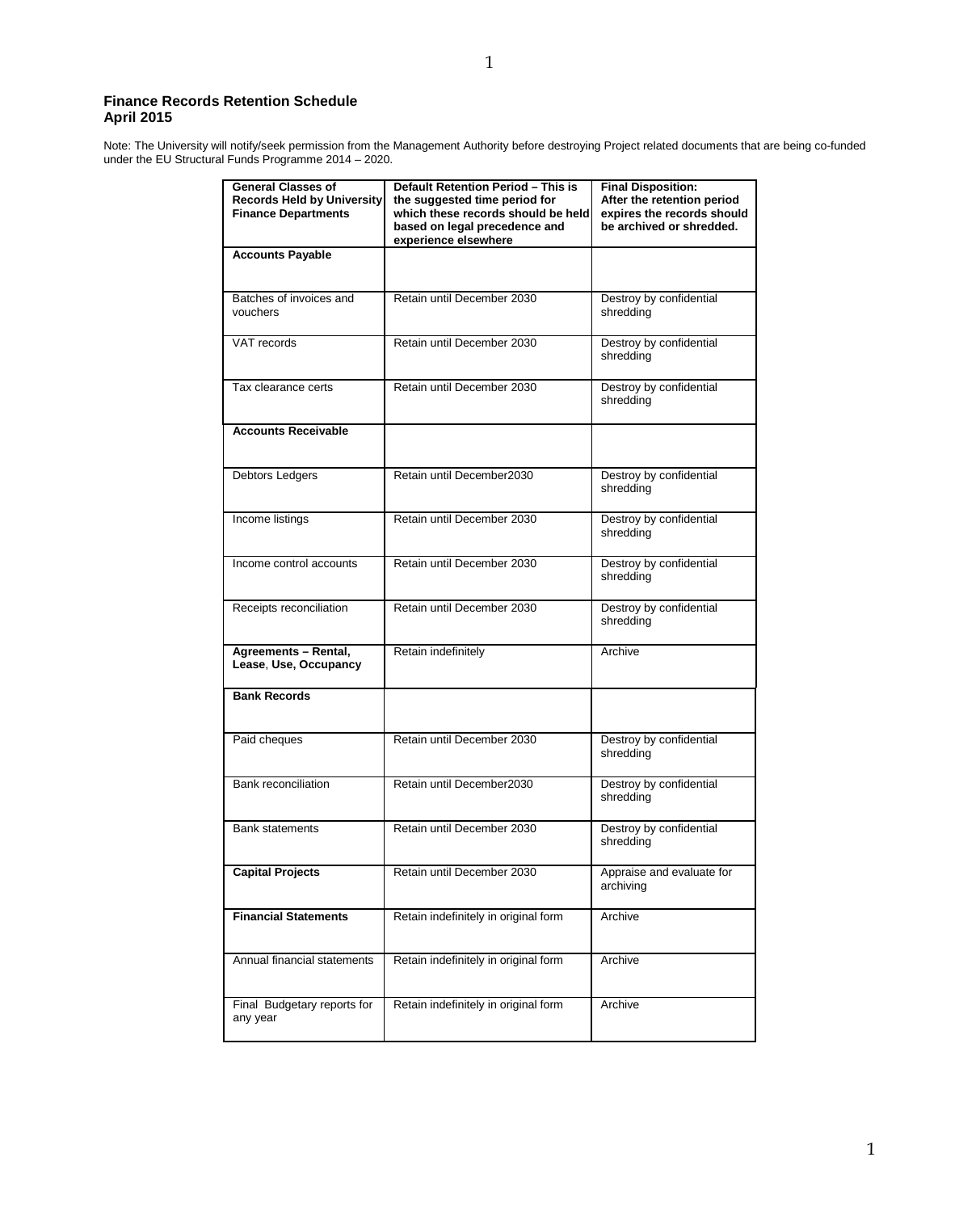**Finance Records Retention Schedule**
**April 2015**

Note: The University will notify/seek permission from the Management Authority before destroying Project related documents that are being co-funded under the EU Structural Funds Programme 2014 – 2020.

| General Classes of Records Held by University Finance Departments | Default Retention Period – This is the suggested time period for which these records should be held based on legal precedence and experience elsewhere | Final Disposition: After the retention period expires the records should be archived or shredded. |
|---|---|---|
| **Accounts Payable** | | |
| Batches of invoices and vouchers | Retain until December 2030 | Destroy by confidential shredding |
| VAT records | Retain until December 2030 | Destroy by confidential shredding |
| Tax clearance certs | Retain until December 2030 | Destroy by confidential shredding |
| **Accounts Receivable** | | |
| Debtors Ledgers | Retain until December2030 | Destroy by confidential shredding |
| Income listings | Retain until December 2030 | Destroy by confidential shredding |
| Income control accounts | Retain until December 2030 | Destroy by confidential shredding |
| Receipts reconciliation | Retain until December 2030 | Destroy by confidential shredding |
| **Agreements – Rental, Lease, Use, Occupancy** | Retain indefinitely | Archive |
| **Bank Records** | | |
| Paid cheques | Retain until December 2030 | Destroy by confidential shredding |
| Bank reconciliation | Retain until December2030 | Destroy by confidential shredding |
| Bank statements | Retain until December 2030 | Destroy by confidential shredding |
| **Capital Projects** | Retain until December 2030 | Appraise and evaluate for archiving |
| **Financial Statements** | Retain indefinitely in original form | Archive |
| Annual financial statements | Retain indefinitely in original form | Archive |
| Final Budgetary reports for any year | Retain indefinitely in original form | Archive |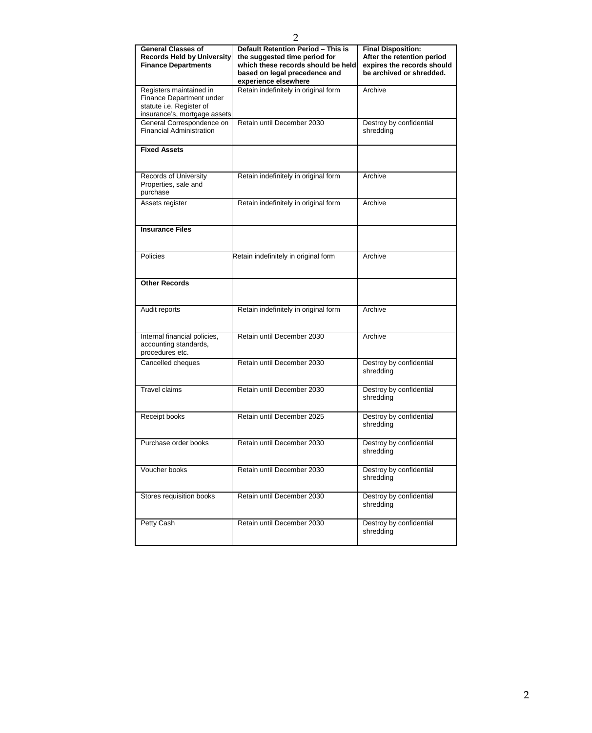| General Classes of Records Held by University Finance Departments | Default Retention Period – This is the suggested time period for which these records should be held based on legal precedence and experience elsewhere | Final Disposition: After the retention period expires the records should be archived or shredded. |
|---|---|---|
| Registers maintained in Finance Department under statute i.e. Register of insurance's, mortgage assets | Retain indefinitely in original form | Archive |
| General Correspondence on Financial Administration | Retain until December 2030 | Destroy by confidential shredding |
| **Fixed Assets** | | |
| Records of University Properties, sale and purchase | Retain indefinitely in original form | Archive |
| Assets register | Retain indefinitely in original form | Archive |
| **Insurance Files** | | |
| Policies | Retain indefinitely in original form | Archive |
| **Other Records** | | |
| Audit reports | Retain indefinitely in original form | Archive |
| Internal financial policies, accounting standards, procedures etc. | Retain until December 2030 | Archive |
| Cancelled cheques | Retain until December 2030 | Destroy by confidential shredding |
| Travel claims | Retain until December 2030 | Destroy by confidential shredding |
| Receipt books | Retain until December 2025 | Destroy by confidential shredding |
| Purchase order books | Retain until December 2030 | Destroy by confidential shredding |
| Voucher books | Retain until December 2030 | Destroy by confidential shredding |
| Stores requisition books | Retain until December 2030 | Destroy by confidential shredding |
| Petty Cash | Retain until December 2030 | Destroy by confidential shredding |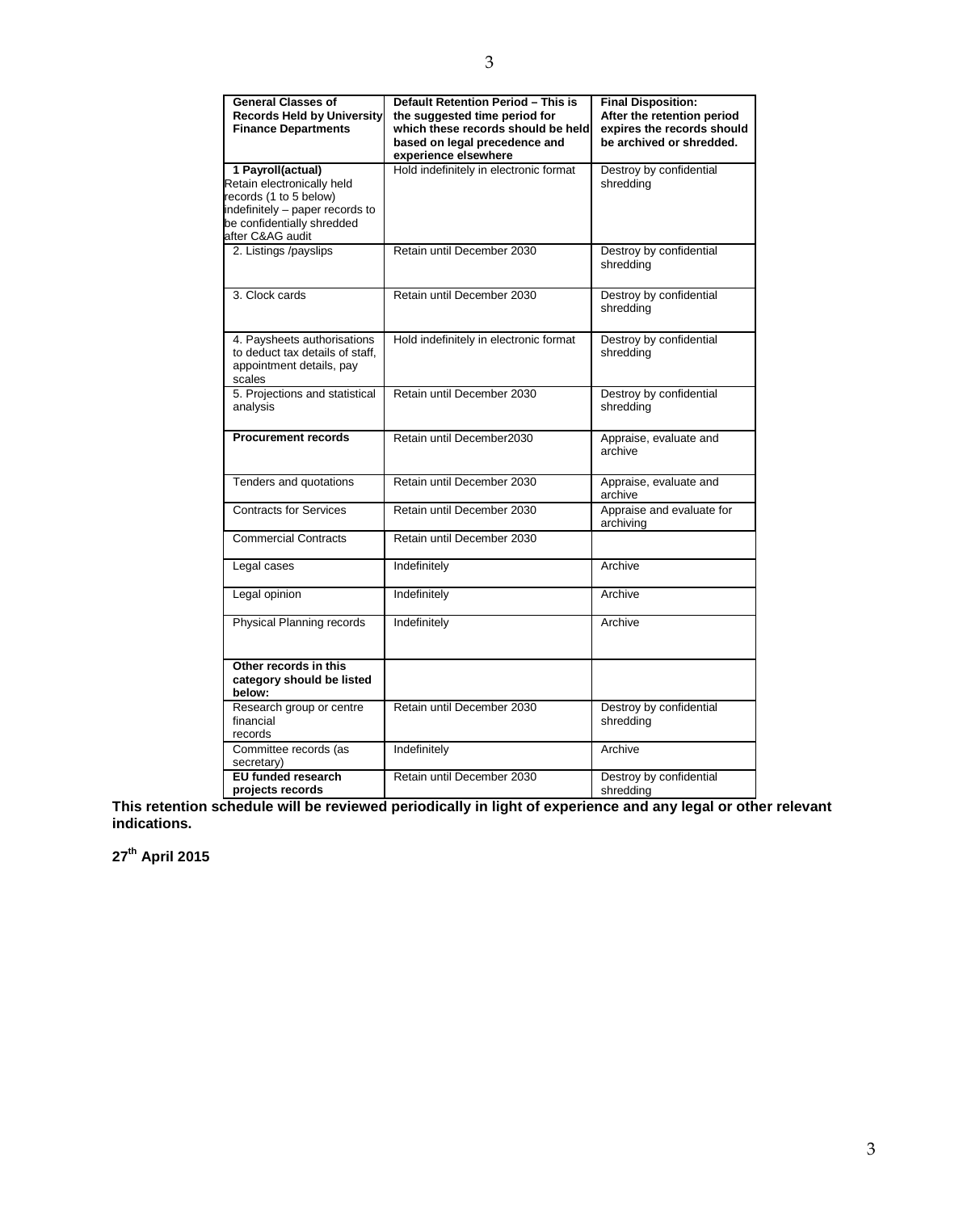| General Classes of Records Held by University Finance Departments | Default Retention Period – This is the suggested time period for which these records should be held based on legal precedence and experience elsewhere | Final Disposition: After the retention period expires the records should be archived or shredded. |
|---|---|---|
| **1 Payroll(actual)** Retain electronically held records (1 to 5 below) indefinitely – paper records to be confidentially shredded after C&AG audit | Hold indefinitely in electronic format | Destroy by confidential shredding |
| 2. Listings /payslips | Retain until December 2030 | Destroy by confidential shredding |
| 3. Clock cards | Retain until December 2030 | Destroy by confidential shredding |
| 4. Paysheets authorisations to deduct tax details of staff, appointment details, pay scales | Hold indefinitely in electronic format | Destroy by confidential shredding |
| 5. Projections and statistical analysis | Retain until December 2030 | Destroy by confidential shredding |
| **Procurement records** | Retain until December2030 | Appraise, evaluate and archive |
| Tenders and quotations | Retain until December 2030 | Appraise, evaluate and archive |
| Contracts for Services | Retain until December 2030 | Appraise and evaluate for archiving |
| Commercial Contracts | Retain until December 2030 | |
| Legal cases | Indefinitely | Archive |
| Legal opinion | Indefinitely | Archive |
| Physical Planning records | Indefinitely | Archive |
| **Other records in this category should be listed below:** | | |
| Research group or centre financial records | Retain until December 2030 | Destroy by confidential shredding |
| Committee records (as secretary) | Indefinitely | Archive |
| **EU funded research projects records** | Retain until December 2030 | Destroy by confidential shredding |

**This retention schedule will be reviewed periodically in light of experience and any legal or other relevant indications.**

**27th April 2015**